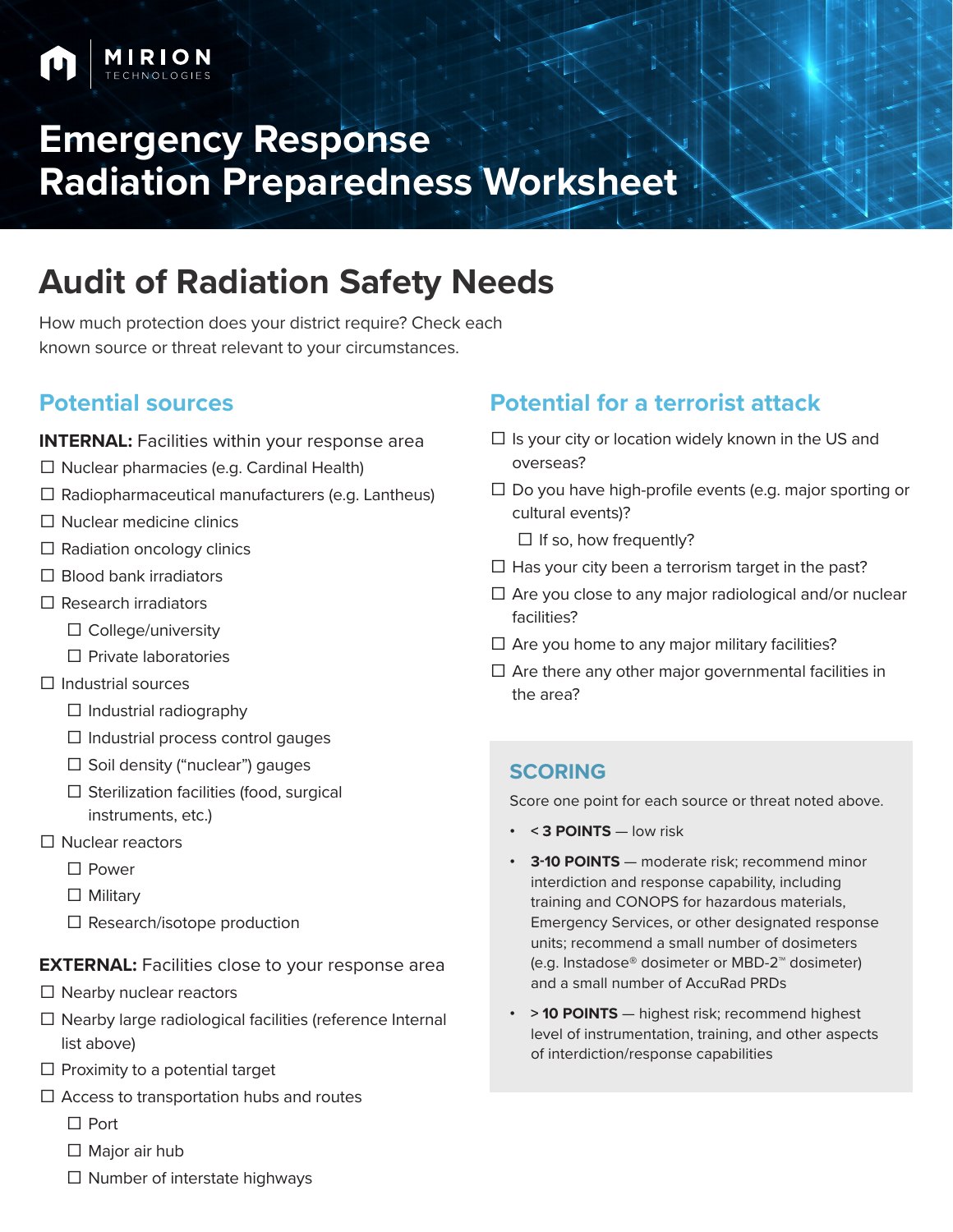MIRION TECHNOLOGIES

# Emergency Response Radiation Preparedness Worksheet

## Audit of Radiation Safety Needs

How much protection does your district require? Check each known source or threat relevant to your circumstances.

### Potential sources

**INTERNAL:** Facilities within your response area

- ☐ Nuclear pharmacies (e.g. Cardinal Health)
- ☐ Radiopharmaceutical manufacturers (e.g. Lantheus)
- ☐ Nuclear medicine clinics
- ☐ Radiation oncology clinics
- ☐ Blood bank irradiators
- ☐ Research irradiators
    - ☐ College/university
    - ☐ Private laboratories
- ☐ Industrial sources
    - ☐ Industrial radiography
    - ☐ Industrial process control gauges
    - ☐ Soil density ("nuclear") gauges
    - ☐ Sterilization facilities (food, surgical instruments, etc.)
- ☐ Nuclear reactors
    - ☐ Power
    - ☐ Military
    - ☐ Research/isotope production

**EXTERNAL:** Facilities close to your response area

- ☐ Nearby nuclear reactors
- ☐ Nearby large radiological facilities (reference Internal list above)
- ☐ Proximity to a potential target
- ☐ Access to transportation hubs and routes
    - ☐ Port
    - ☐ Major air hub
    - ☐ Number of interstate highways

### Potential for a terrorist attack

- ☐ Is your city or location widely known in the US and overseas?
- ☐ Do you have high-profile events (e.g. major sporting or cultural events)?
    - ☐ If so, how frequently?
- ☐ Has your city been a terrorism target in the past?
- ☐ Are you close to any major radiological and/or nuclear facilities?
- ☐ Are you home to any major military facilities?
- ☐ Are there any other major governmental facilities in the area?

### SCORING

Score one point for each source or threat noted above.

- **< 3 POINTS** — low risk
- **3-10 POINTS** — moderate risk; recommend minor interdiction and response capability, including training and CONOPS for hazardous materials, Emergency Services, or other designated response units; recommend a small number of dosimeters (e.g. Instadose® dosimeter or MBD-2™ dosimeter) and a small number of AccuRad PRDs
- **> 10 POINTS** — highest risk; recommend highest level of instrumentation, training, and other aspects of interdiction/response capabilities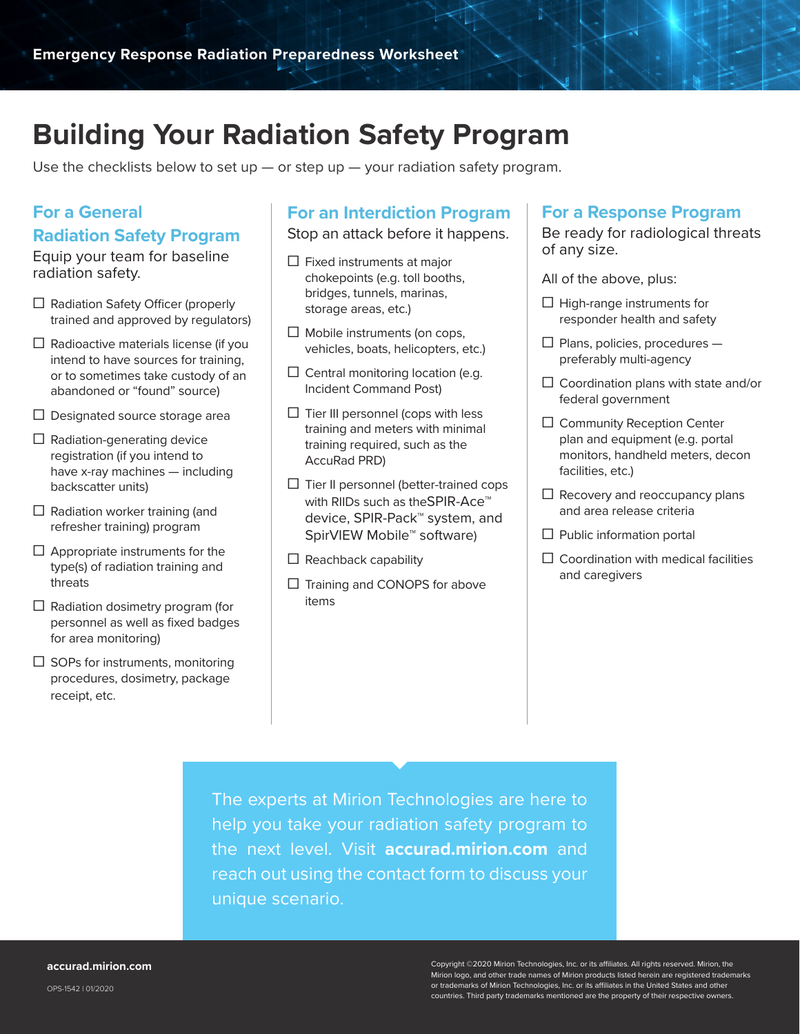# Building Your Radiation Safety Program

Use the checklists below to set up — or step up — your radiation safety program.

## For a General Radiation Safety Program

Equip your team for baseline radiation safety.

- ☐ Radiation Safety Officer (properly trained and approved by regulators)
- ☐ Radioactive materials license (if you intend to have sources for training, or to sometimes take custody of an abandoned or "found" source)
- ☐ Designated source storage area
- ☐ Radiation-generating device registration (if you intend to have x-ray machines — including backscatter units)
- ☐ Radiation worker training (and refresher training) program
- ☐ Appropriate instruments for the type(s) of radiation training and threats
- ☐ Radiation dosimetry program (for personnel as well as fixed badges for area monitoring)
- ☐ SOPs for instruments, monitoring procedures, dosimetry, package receipt, etc.

## For an Interdiction Program

Stop an attack before it happens.

- ☐ Fixed instruments at major chokepoints (e.g. toll booths, bridges, tunnels, marinas, storage areas, etc.)
- ☐ Mobile instruments (on cops, vehicles, boats, helicopters, etc.)
- ☐ Central monitoring location (e.g. Incident Command Post)
- ☐ Tier III personnel (cops with less training and meters with minimal training required, such as the AccuRad PRD)
- ☐ Tier II personnel (better-trained cops with RIIDs such as theSPIR-Ace™ device, SPIR-Pack™ system, and SpirVIEW Mobile™ software)
- ☐ Reachback capability
- ☐ Training and CONOPS for above items

## For a Response Program

Be ready for radiological threats of any size.

All of the above, plus:

- ☐ High-range instruments for responder health and safety
- ☐ Plans, policies, procedures — preferably multi-agency
- ☐ Coordination plans with state and/or federal government
- ☐ Community Reception Center plan and equipment (e.g. portal monitors, handheld meters, decon facilities, etc.)
- ☐ Recovery and reoccupancy plans and area release criteria
- ☐ Public information portal
- ☐ Coordination with medical facilities and caregivers

The experts at Mirion Technologies are here to help you take your radiation safety program to the next level. Visit **accurad.mirion.com** and reach out using the contact form to discuss your unique scenario.

**accurad.mirion.com**

OPS-1542 | 01/2020

Copyright ©2020 Mirion Technologies, Inc. or its affiliates. All rights reserved. Mirion, the Mirion logo, and other trade names of Mirion products listed herein are registered trademarks or trademarks of Mirion Technologies, Inc. or its affiliates in the United States and other countries. Third party trademarks mentioned are the property of their respective owners.